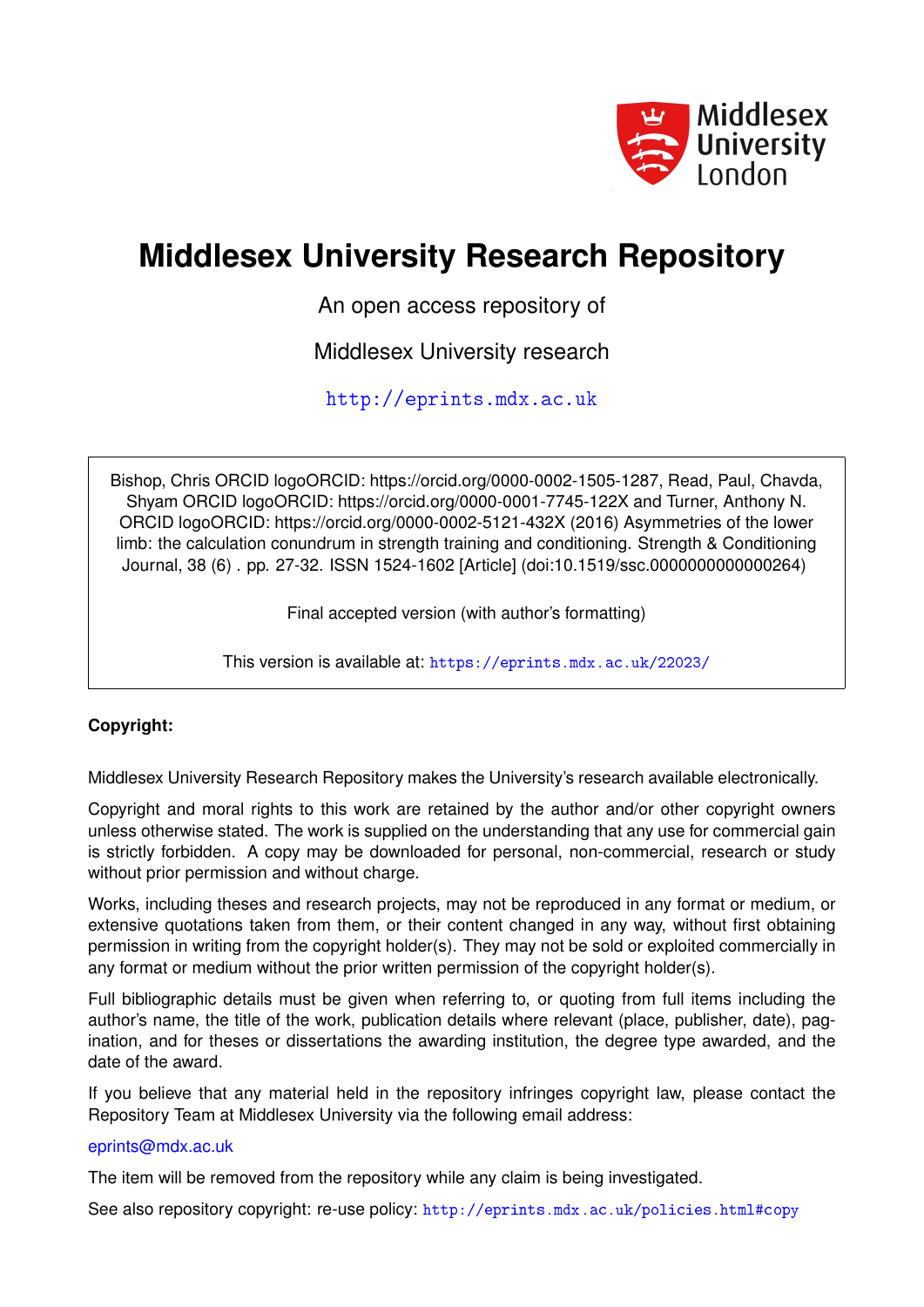Middlesex University London

# Middlesex University Research Repository

An open access repository of

Middlesex University research

http://eprints.mdx.ac.uk

Bishop, Chris ORCID logoORCID: https://orcid.org/0000-0002-1505-1287, Read, Paul, Chavda, Shyam ORCID logoORCID: https://orcid.org/0000-0001-7745-122X and Turner, Anthony N. ORCID logoORCID: https://orcid.org/0000-0002-5121-432X (2016) Asymmetries of the lower limb: the calculation conundrum in strength training and conditioning. Strength & Conditioning Journal, 38 (6) . pp. 27-32. ISSN 1524-1602 [Article] (doi:10.1519/ssc.0000000000000264)

Final accepted version (with author's formatting)

This version is available at: https://eprints.mdx.ac.uk/22023/

**Copyright:**

Middlesex University Research Repository makes the University's research available electronically.

Copyright and moral rights to this work are retained by the author and/or other copyright owners unless otherwise stated. The work is supplied on the understanding that any use for commercial gain is strictly forbidden. A copy may be downloaded for personal, non-commercial, research or study without prior permission and without charge.

Works, including theses and research projects, may not be reproduced in any format or medium, or extensive quotations taken from them, or their content changed in any way, without first obtaining permission in writing from the copyright holder(s). They may not be sold or exploited commercially in any format or medium without the prior written permission of the copyright holder(s).

Full bibliographic details must be given when referring to, or quoting from full items including the author's name, the title of the work, publication details where relevant (place, publisher, date), pagination, and for theses or dissertations the awarding institution, the degree type awarded, and the date of the award.

If you believe that any material held in the repository infringes copyright law, please contact the Repository Team at Middlesex University via the following email address:

eprints@mdx.ac.uk

The item will be removed from the repository while any claim is being investigated.

See also repository copyright: re-use policy: http://eprints.mdx.ac.uk/policies.html#copy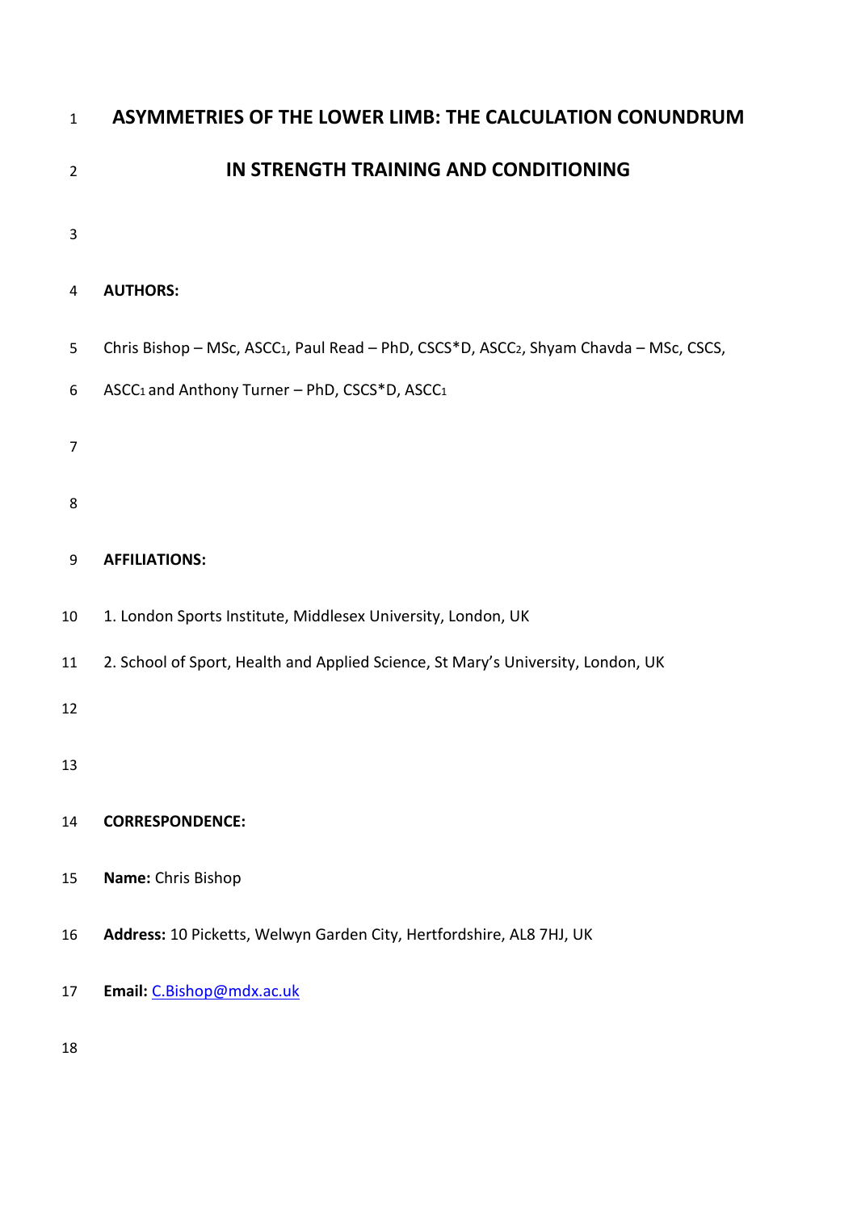# ASYMMETRIES OF THE LOWER LIMB: THE CALCULATION CONUNDRUM IN STRENGTH TRAINING AND CONDITIONING

**AUTHORS:**

Chris Bishop – MSc, ASCC[1], Paul Read – PhD, CSCS*D, ASCC[2], Shyam Chavda – MSc, CSCS, ASCC[1] and Anthony Turner – PhD, CSCS*D, ASCC[1]

**AFFILIATIONS:**

1. London Sports Institute, Middlesex University, London, UK
2. School of Sport, Health and Applied Science, St Mary's University, London, UK

**CORRESPONDENCE:**

**Name:** Chris Bishop

**Address:** 10 Picketts, Welwyn Garden City, Hertfordshire, AL8 7HJ, UK

**Email:** C.Bishop@mdx.ac.uk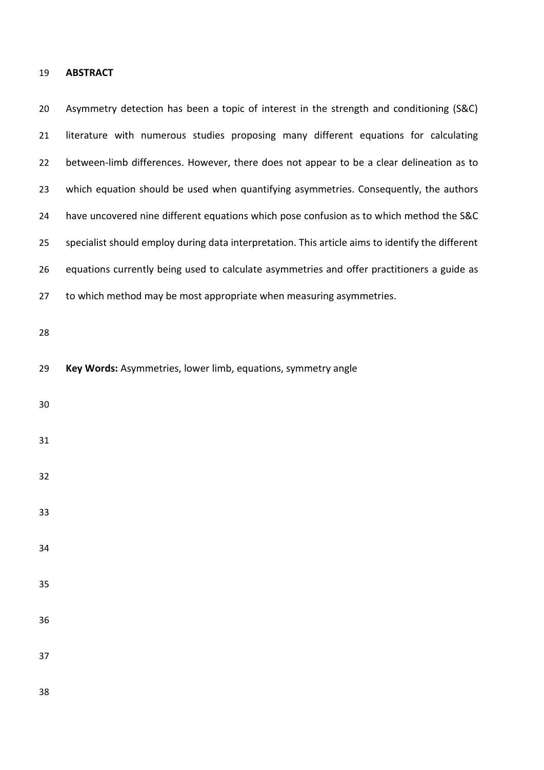## ABSTRACT

Asymmetry detection has been a topic of interest in the strength and conditioning (S&C) literature with numerous studies proposing many different equations for calculating between-limb differences. However, there does not appear to be a clear delineation as to which equation should be used when quantifying asymmetries. Consequently, the authors have uncovered nine different equations which pose confusion as to which method the S&C specialist should employ during data interpretation. This article aims to identify the different equations currently being used to calculate asymmetries and offer practitioners a guide as to which method may be most appropriate when measuring asymmetries.

**Key Words:** Asymmetries, lower limb, equations, symmetry angle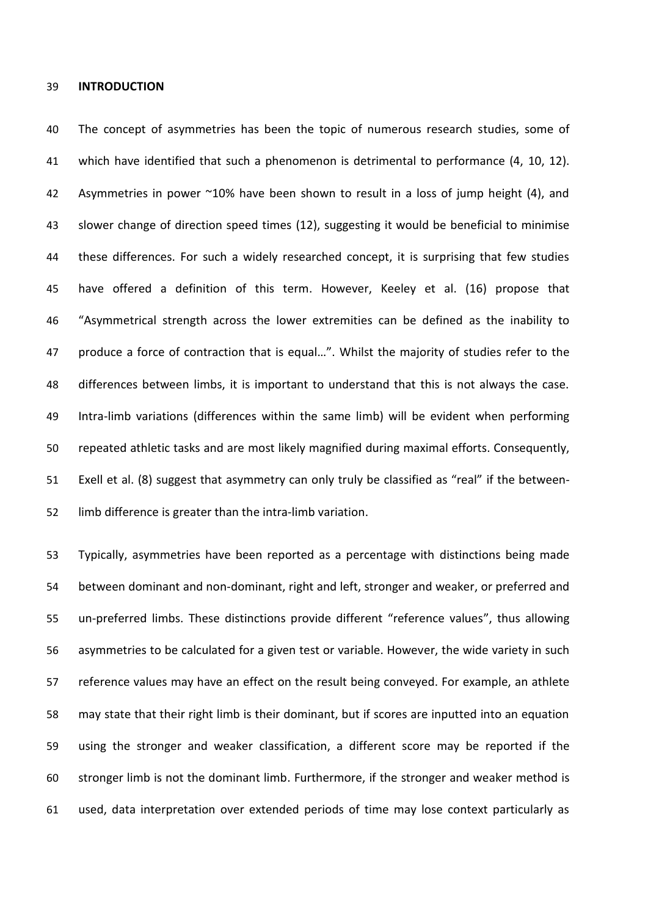# INTRODUCTION

The concept of asymmetries has been the topic of numerous research studies, some of which have identified that such a phenomenon is detrimental to performance (4, 10, 12). Asymmetries in power ~10% have been shown to result in a loss of jump height (4), and slower change of direction speed times (12), suggesting it would be beneficial to minimise these differences. For such a widely researched concept, it is surprising that few studies have offered a definition of this term. However, Keeley et al. (16) propose that "Asymmetrical strength across the lower extremities can be defined as the inability to produce a force of contraction that is equal…". Whilst the majority of studies refer to the differences between limbs, it is important to understand that this is not always the case. Intra-limb variations (differences within the same limb) will be evident when performing repeated athletic tasks and are most likely magnified during maximal efforts. Consequently, Exell et al. (8) suggest that asymmetry can only truly be classified as "real" if the between-limb difference is greater than the intra-limb variation.

Typically, asymmetries have been reported as a percentage with distinctions being made between dominant and non-dominant, right and left, stronger and weaker, or preferred and un-preferred limbs. These distinctions provide different "reference values", thus allowing asymmetries to be calculated for a given test or variable. However, the wide variety in such reference values may have an effect on the result being conveyed. For example, an athlete may state that their right limb is their dominant, but if scores are inputted into an equation using the stronger and weaker classification, a different score may be reported if the stronger limb is not the dominant limb. Furthermore, if the stronger and weaker method is used, data interpretation over extended periods of time may lose context particularly as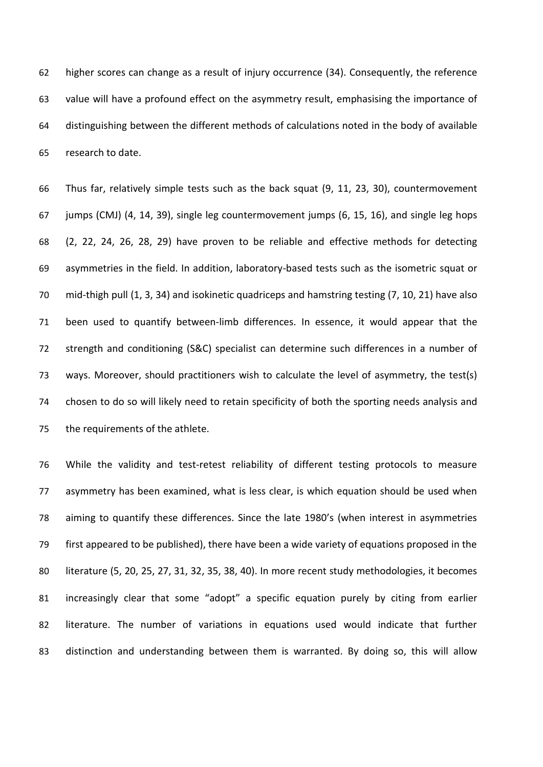higher scores can change as a result of injury occurrence (34). Consequently, the reference value will have a profound effect on the asymmetry result, emphasising the importance of distinguishing between the different methods of calculations noted in the body of available research to date.

Thus far, relatively simple tests such as the back squat (9, 11, 23, 30), countermovement jumps (CMJ) (4, 14, 39), single leg countermovement jumps (6, 15, 16), and single leg hops (2, 22, 24, 26, 28, 29) have proven to be reliable and effective methods for detecting asymmetries in the field. In addition, laboratory-based tests such as the isometric squat or mid-thigh pull (1, 3, 34) and isokinetic quadriceps and hamstring testing (7, 10, 21) have also been used to quantify between-limb differences. In essence, it would appear that the strength and conditioning (S&C) specialist can determine such differences in a number of ways. Moreover, should practitioners wish to calculate the level of asymmetry, the test(s) chosen to do so will likely need to retain specificity of both the sporting needs analysis and the requirements of the athlete.

While the validity and test-retest reliability of different testing protocols to measure asymmetry has been examined, what is less clear, is which equation should be used when aiming to quantify these differences. Since the late 1980's (when interest in asymmetries first appeared to be published), there have been a wide variety of equations proposed in the literature (5, 20, 25, 27, 31, 32, 35, 38, 40). In more recent study methodologies, it becomes increasingly clear that some "adopt" a specific equation purely by citing from earlier literature. The number of variations in equations used would indicate that further distinction and understanding between them is warranted. By doing so, this will allow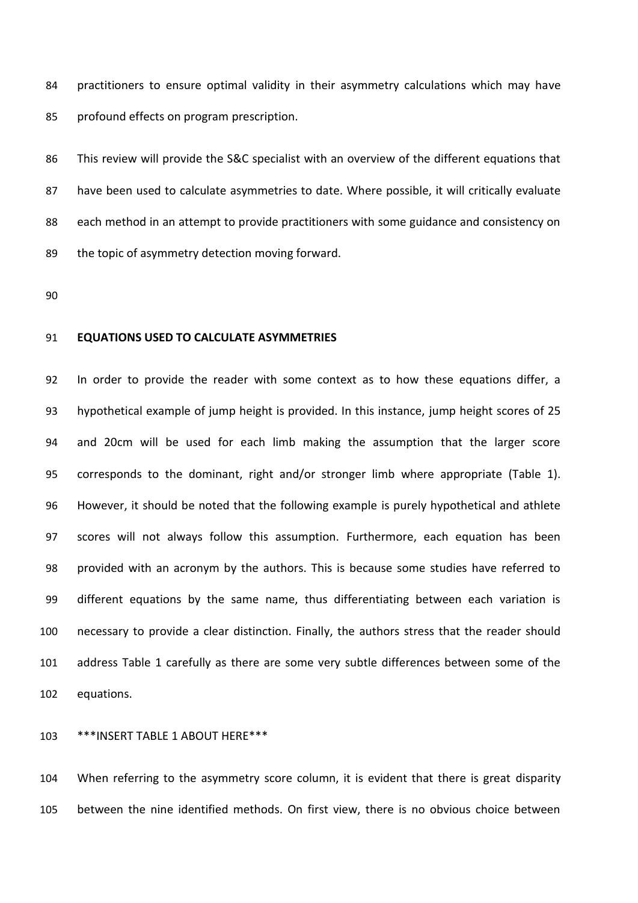practitioners to ensure optimal validity in their asymmetry calculations which may have profound effects on program prescription.

This review will provide the S&C specialist with an overview of the different equations that have been used to calculate asymmetries to date. Where possible, it will critically evaluate each method in an attempt to provide practitioners with some guidance and consistency on the topic of asymmetry detection moving forward.

## EQUATIONS USED TO CALCULATE ASYMMETRIES

In order to provide the reader with some context as to how these equations differ, a hypothetical example of jump height is provided. In this instance, jump height scores of 25 and 20cm will be used for each limb making the assumption that the larger score corresponds to the dominant, right and/or stronger limb where appropriate (Table 1). However, it should be noted that the following example is purely hypothetical and athlete scores will not always follow this assumption. Furthermore, each equation has been provided with an acronym by the authors. This is because some studies have referred to different equations by the same name, thus differentiating between each variation is necessary to provide a clear distinction. Finally, the authors stress that the reader should address Table 1 carefully as there are some very subtle differences between some of the equations.

***INSERT TABLE 1 ABOUT HERE***

When referring to the asymmetry score column, it is evident that there is great disparity between the nine identified methods. On first view, there is no obvious choice between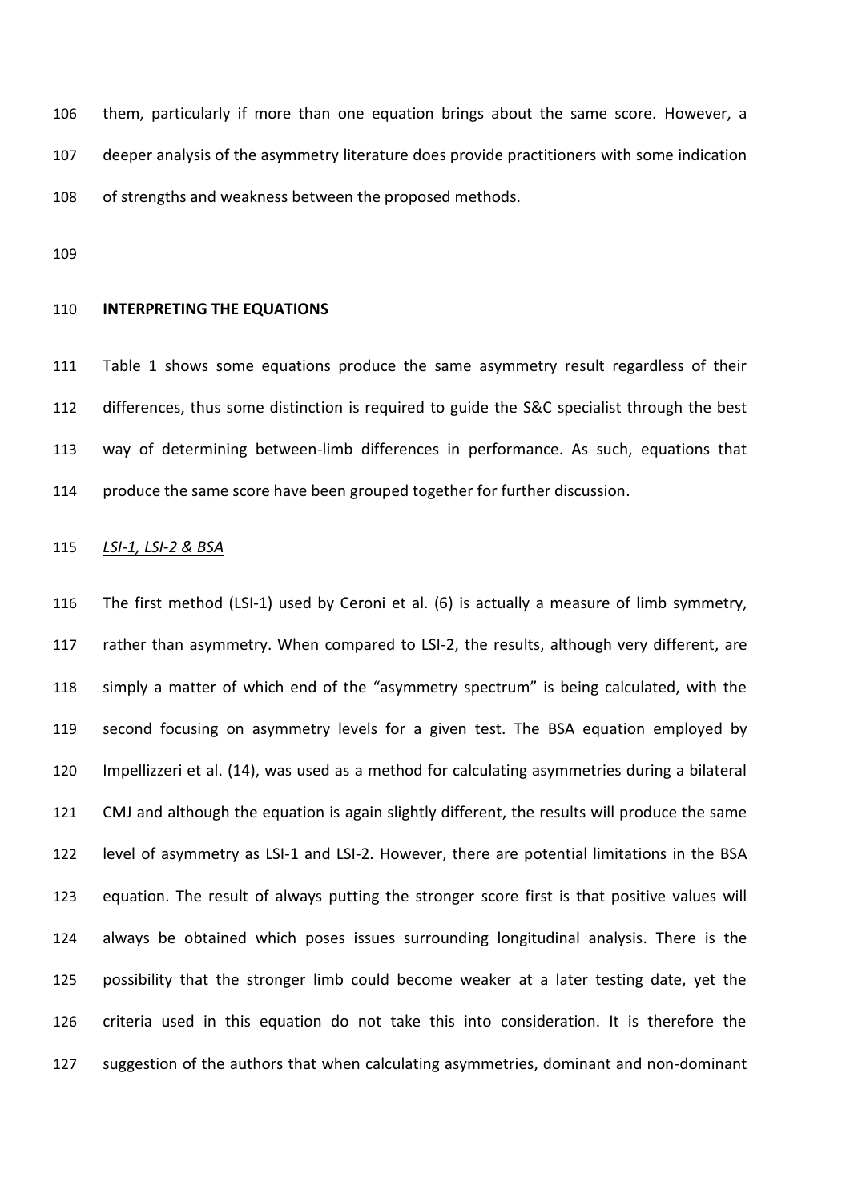them, particularly if more than one equation brings about the same score. However, a deeper analysis of the asymmetry literature does provide practitioners with some indication of strengths and weakness between the proposed methods.

## INTERPRETING THE EQUATIONS

Table 1 shows some equations produce the same asymmetry result regardless of their differences, thus some distinction is required to guide the S&C specialist through the best way of determining between-limb differences in performance. As such, equations that produce the same score have been grouped together for further discussion.

### *LSI-1, LSI-2 & BSA*

The first method (LSI-1) used by Ceroni et al. (6) is actually a measure of limb symmetry, rather than asymmetry. When compared to LSI-2, the results, although very different, are simply a matter of which end of the "asymmetry spectrum" is being calculated, with the second focusing on asymmetry levels for a given test. The BSA equation employed by Impellizzeri et al. (14), was used as a method for calculating asymmetries during a bilateral CMJ and although the equation is again slightly different, the results will produce the same level of asymmetry as LSI-1 and LSI-2. However, there are potential limitations in the BSA equation. The result of always putting the stronger score first is that positive values will always be obtained which poses issues surrounding longitudinal analysis. There is the possibility that the stronger limb could become weaker at a later testing date, yet the criteria used in this equation do not take this into consideration. It is therefore the suggestion of the authors that when calculating asymmetries, dominant and non-dominant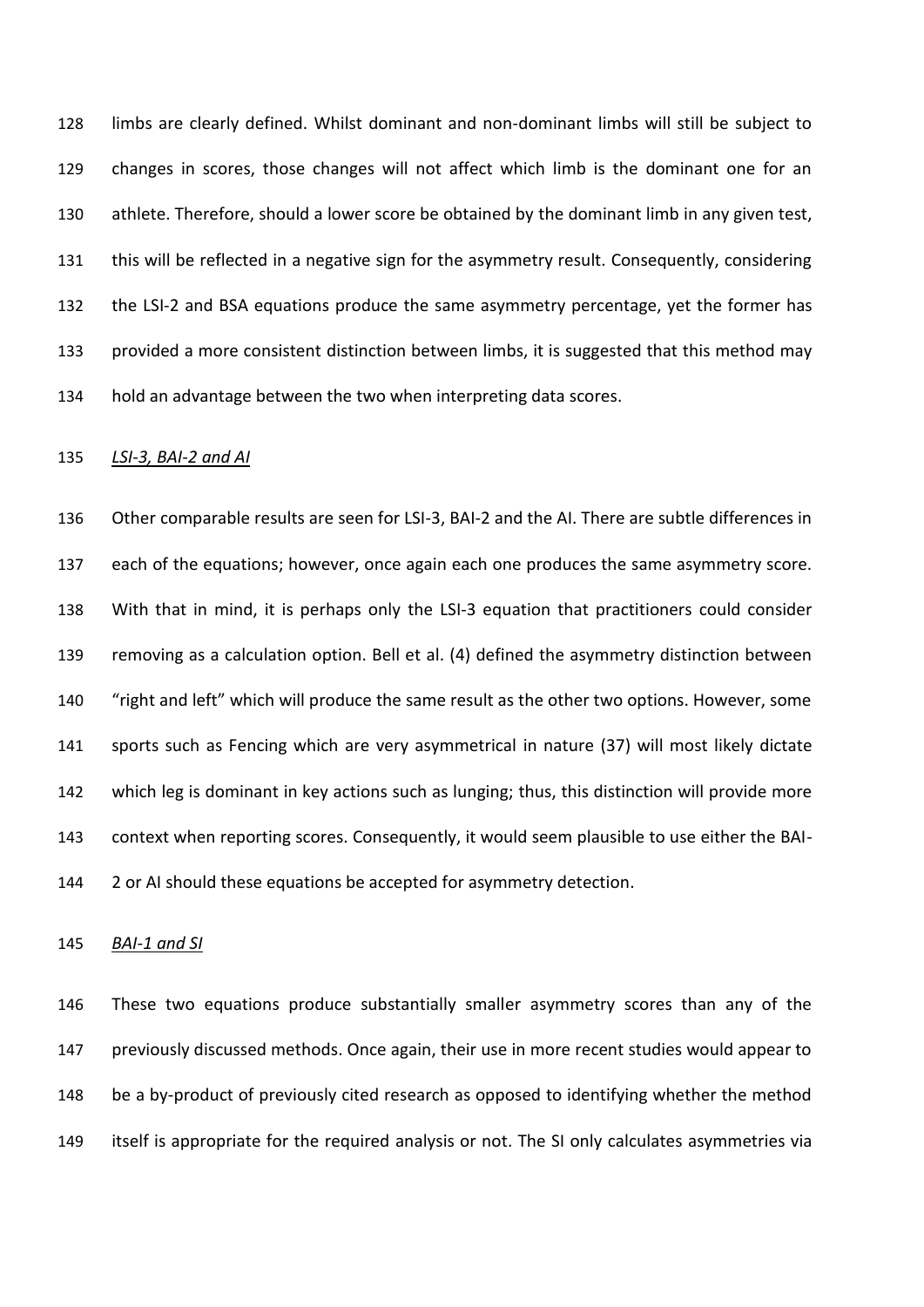limbs are clearly defined. Whilst dominant and non-dominant limbs will still be subject to changes in scores, those changes will not affect which limb is the dominant one for an athlete. Therefore, should a lower score be obtained by the dominant limb in any given test, this will be reflected in a negative sign for the asymmetry result. Consequently, considering the LSI-2 and BSA equations produce the same asymmetry percentage, yet the former has provided a more consistent distinction between limbs, it is suggested that this method may hold an advantage between the two when interpreting data scores.

*LSI-3, BAI-2 and AI*

Other comparable results are seen for LSI-3, BAI-2 and the AI. There are subtle differences in each of the equations; however, once again each one produces the same asymmetry score. With that in mind, it is perhaps only the LSI-3 equation that practitioners could consider removing as a calculation option. Bell et al. (4) defined the asymmetry distinction between "right and left" which will produce the same result as the other two options. However, some sports such as Fencing which are very asymmetrical in nature (37) will most likely dictate which leg is dominant in key actions such as lunging; thus, this distinction will provide more context when reporting scores. Consequently, it would seem plausible to use either the BAI-2 or AI should these equations be accepted for asymmetry detection.

*BAI-1 and SI*

These two equations produce substantially smaller asymmetry scores than any of the previously discussed methods. Once again, their use in more recent studies would appear to be a by-product of previously cited research as opposed to identifying whether the method itself is appropriate for the required analysis or not. The SI only calculates asymmetries via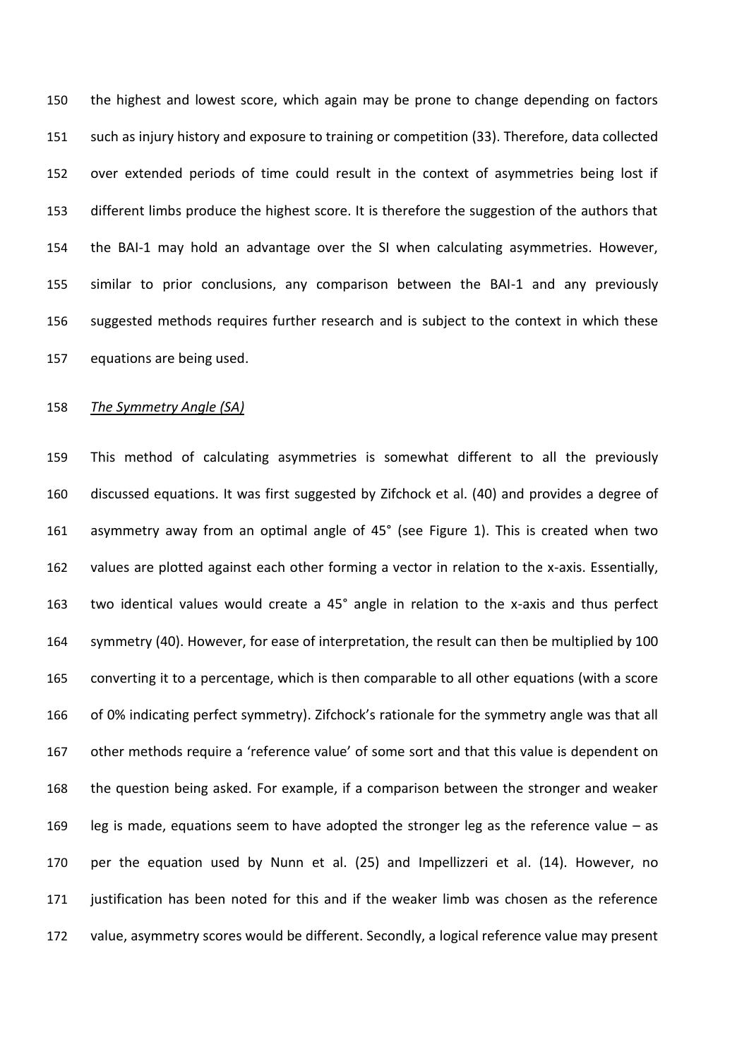the highest and lowest score, which again may be prone to change depending on factors such as injury history and exposure to training or competition (33). Therefore, data collected over extended periods of time could result in the context of asymmetries being lost if different limbs produce the highest score. It is therefore the suggestion of the authors that the BAI-1 may hold an advantage over the SI when calculating asymmetries. However, similar to prior conclusions, any comparison between the BAI-1 and any previously suggested methods requires further research and is subject to the context in which these equations are being used.

*The Symmetry Angle (SA)*

This method of calculating asymmetries is somewhat different to all the previously discussed equations. It was first suggested by Zifchock et al. (40) and provides a degree of asymmetry away from an optimal angle of 45° (see Figure 1). This is created when two values are plotted against each other forming a vector in relation to the x-axis. Essentially, two identical values would create a 45° angle in relation to the x-axis and thus perfect symmetry (40). However, for ease of interpretation, the result can then be multiplied by 100 converting it to a percentage, which is then comparable to all other equations (with a score of 0% indicating perfect symmetry). Zifchock's rationale for the symmetry angle was that all other methods require a 'reference value' of some sort and that this value is dependent on the question being asked. For example, if a comparison between the stronger and weaker leg is made, equations seem to have adopted the stronger leg as the reference value – as per the equation used by Nunn et al. (25) and Impellizzeri et al. (14). However, no justification has been noted for this and if the weaker limb was chosen as the reference value, asymmetry scores would be different. Secondly, a logical reference value may present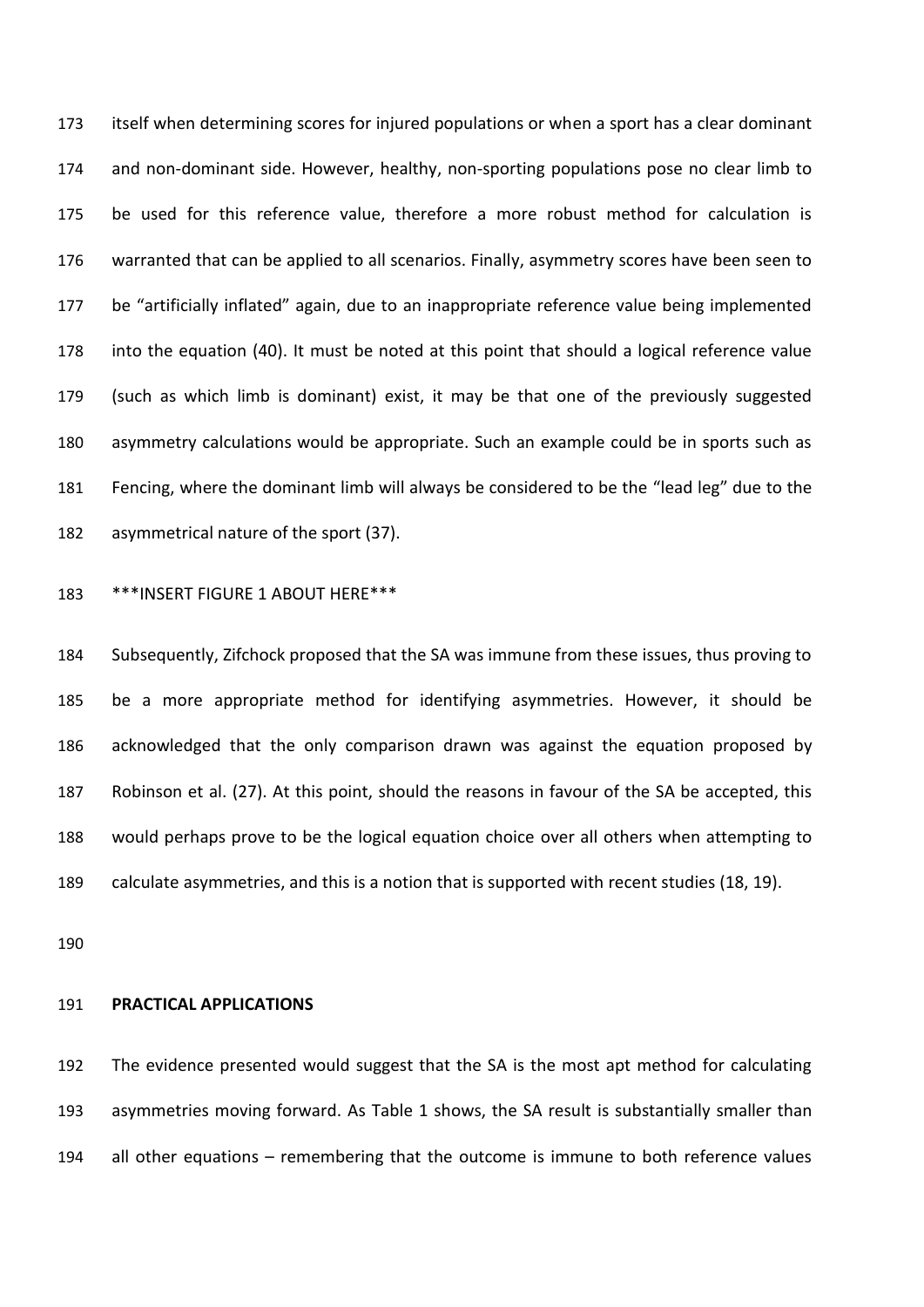itself when determining scores for injured populations or when a sport has a clear dominant and non-dominant side. However, healthy, non-sporting populations pose no clear limb to be used for this reference value, therefore a more robust method for calculation is warranted that can be applied to all scenarios. Finally, asymmetry scores have been seen to be "artificially inflated" again, due to an inappropriate reference value being implemented into the equation (40). It must be noted at this point that should a logical reference value (such as which limb is dominant) exist, it may be that one of the previously suggested asymmetry calculations would be appropriate. Such an example could be in sports such as Fencing, where the dominant limb will always be considered to be the "lead leg" due to the asymmetrical nature of the sport (37).

***INSERT FIGURE 1 ABOUT HERE***

Subsequently, Zifchock proposed that the SA was immune from these issues, thus proving to be a more appropriate method for identifying asymmetries. However, it should be acknowledged that the only comparison drawn was against the equation proposed by Robinson et al. (27). At this point, should the reasons in favour of the SA be accepted, this would perhaps prove to be the logical equation choice over all others when attempting to calculate asymmetries, and this is a notion that is supported with recent studies (18, 19).

## PRACTICAL APPLICATIONS

The evidence presented would suggest that the SA is the most apt method for calculating asymmetries moving forward. As Table 1 shows, the SA result is substantially smaller than all other equations – remembering that the outcome is immune to both reference values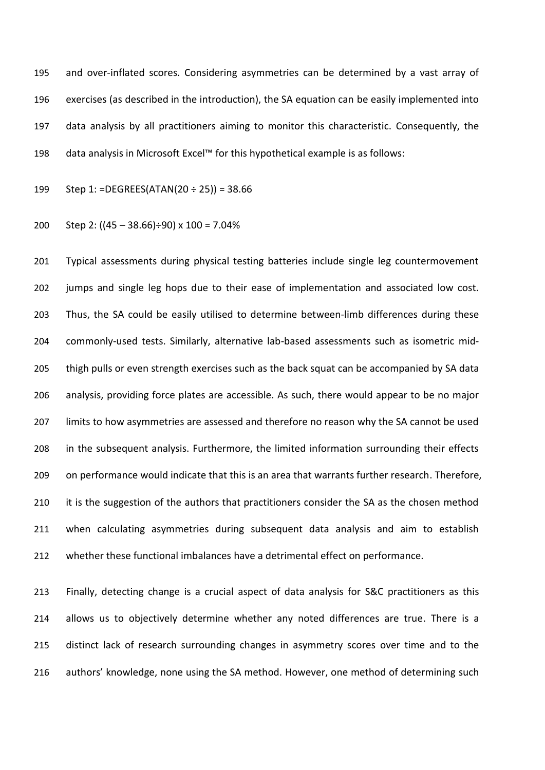and over-inflated scores. Considering asymmetries can be determined by a vast array of exercises (as described in the introduction), the SA equation can be easily implemented into data analysis by all practitioners aiming to monitor this characteristic. Consequently, the data analysis in Microsoft Excel™ for this hypothetical example is as follows:

Step 1: =DEGREES(ATAN(20 ÷ 25)) = 38.66

Step 2: ((45 – 38.66)÷90) x 100 = 7.04%

Typical assessments during physical testing batteries include single leg countermovement jumps and single leg hops due to their ease of implementation and associated low cost. Thus, the SA could be easily utilised to determine between-limb differences during these commonly-used tests. Similarly, alternative lab-based assessments such as isometric mid-thigh pulls or even strength exercises such as the back squat can be accompanied by SA data analysis, providing force plates are accessible. As such, there would appear to be no major limits to how asymmetries are assessed and therefore no reason why the SA cannot be used in the subsequent analysis. Furthermore, the limited information surrounding their effects on performance would indicate that this is an area that warrants further research. Therefore, it is the suggestion of the authors that practitioners consider the SA as the chosen method when calculating asymmetries during subsequent data analysis and aim to establish whether these functional imbalances have a detrimental effect on performance.

Finally, detecting change is a crucial aspect of data analysis for S&C practitioners as this allows us to objectively determine whether any noted differences are true. There is a distinct lack of research surrounding changes in asymmetry scores over time and to the authors' knowledge, none using the SA method. However, one method of determining such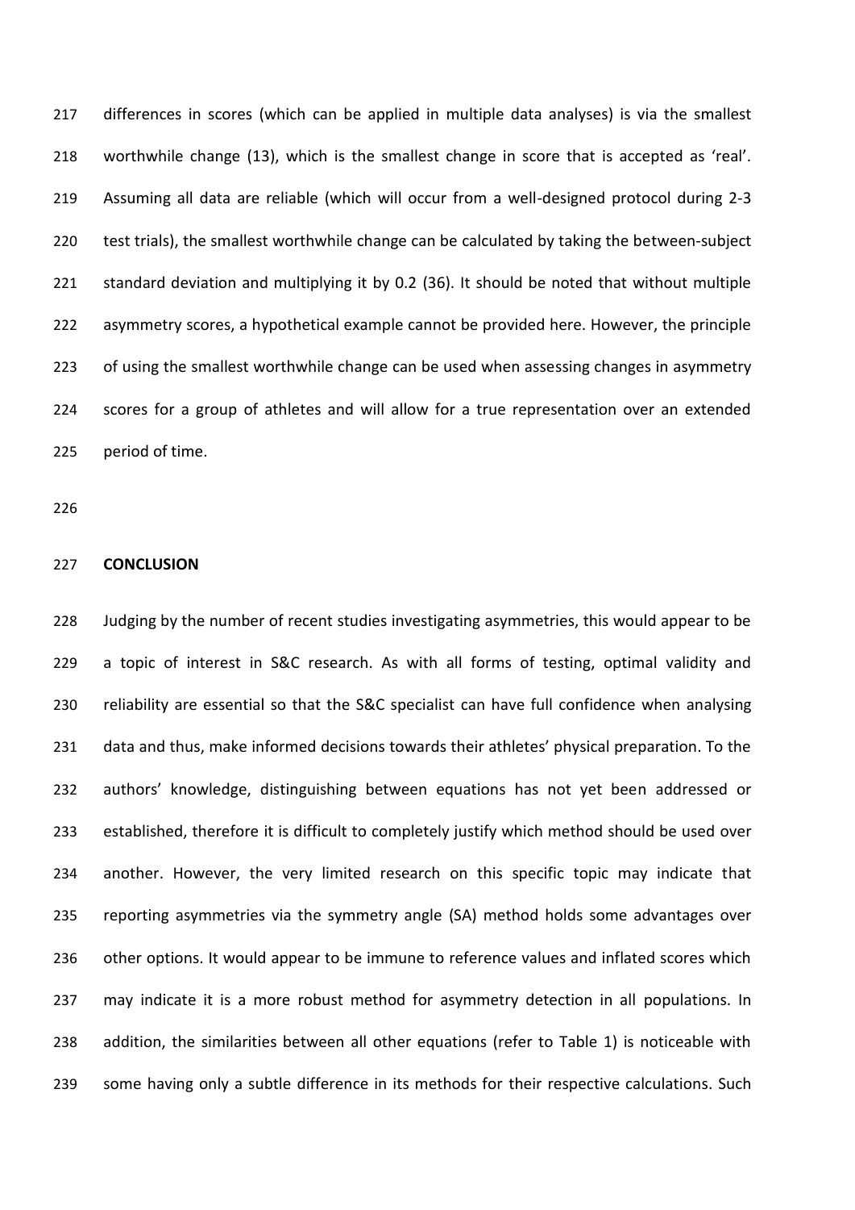differences in scores (which can be applied in multiple data analyses) is via the smallest worthwhile change (13), which is the smallest change in score that is accepted as 'real'. Assuming all data are reliable (which will occur from a well-designed protocol during 2-3 test trials), the smallest worthwhile change can be calculated by taking the between-subject standard deviation and multiplying it by 0.2 (36). It should be noted that without multiple asymmetry scores, a hypothetical example cannot be provided here. However, the principle of using the smallest worthwhile change can be used when assessing changes in asymmetry scores for a group of athletes and will allow for a true representation over an extended period of time.

## CONCLUSION

Judging by the number of recent studies investigating asymmetries, this would appear to be a topic of interest in S&C research. As with all forms of testing, optimal validity and reliability are essential so that the S&C specialist can have full confidence when analysing data and thus, make informed decisions towards their athletes' physical preparation. To the authors' knowledge, distinguishing between equations has not yet been addressed or established, therefore it is difficult to completely justify which method should be used over another. However, the very limited research on this specific topic may indicate that reporting asymmetries via the symmetry angle (SA) method holds some advantages over other options. It would appear to be immune to reference values and inflated scores which may indicate it is a more robust method for asymmetry detection in all populations. In addition, the similarities between all other equations (refer to Table 1) is noticeable with some having only a subtle difference in its methods for their respective calculations. Such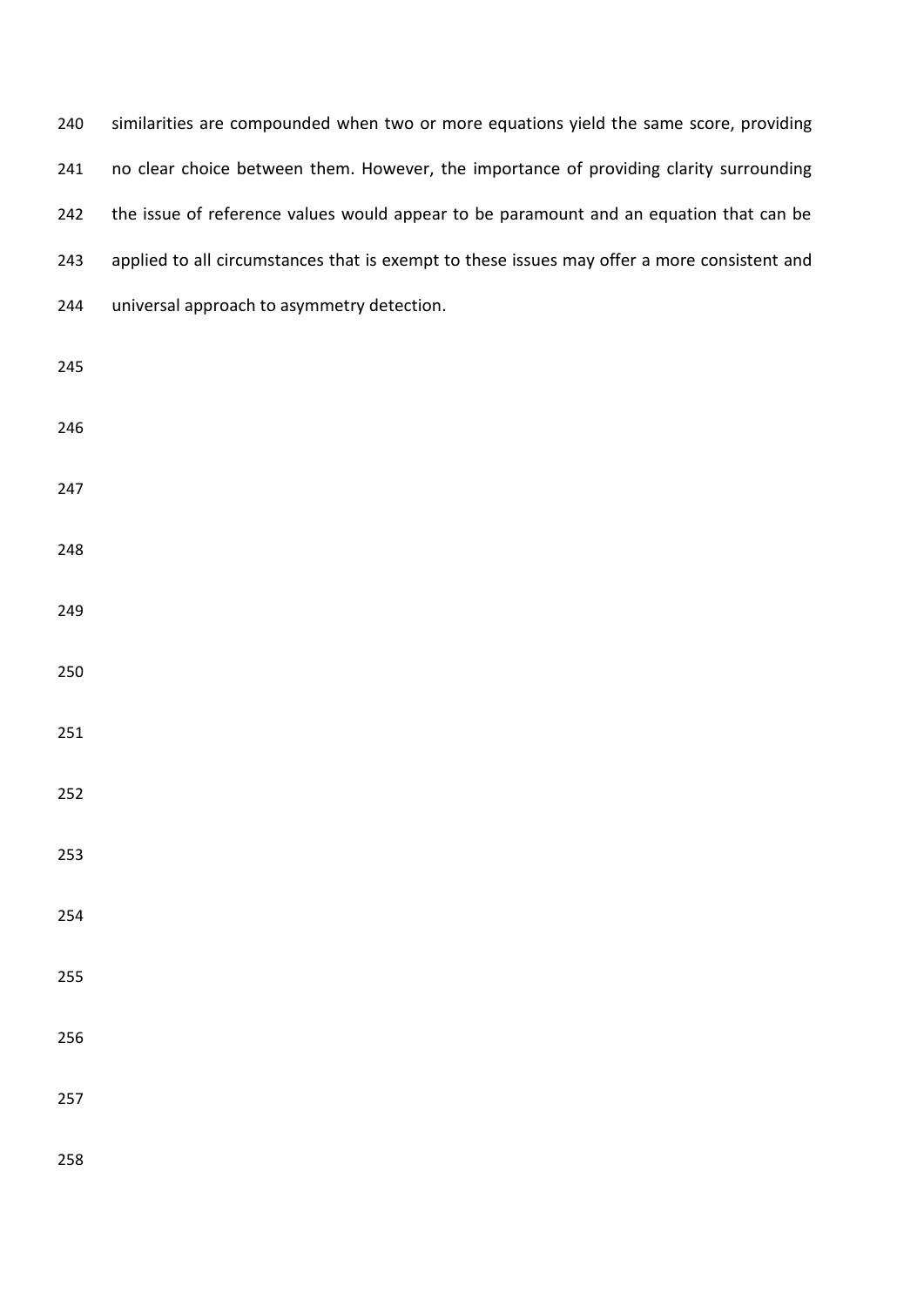similarities are compounded when two or more equations yield the same score, providing no clear choice between them. However, the importance of providing clarity surrounding the issue of reference values would appear to be paramount and an equation that can be applied to all circumstances that is exempt to these issues may offer a more consistent and universal approach to asymmetry detection.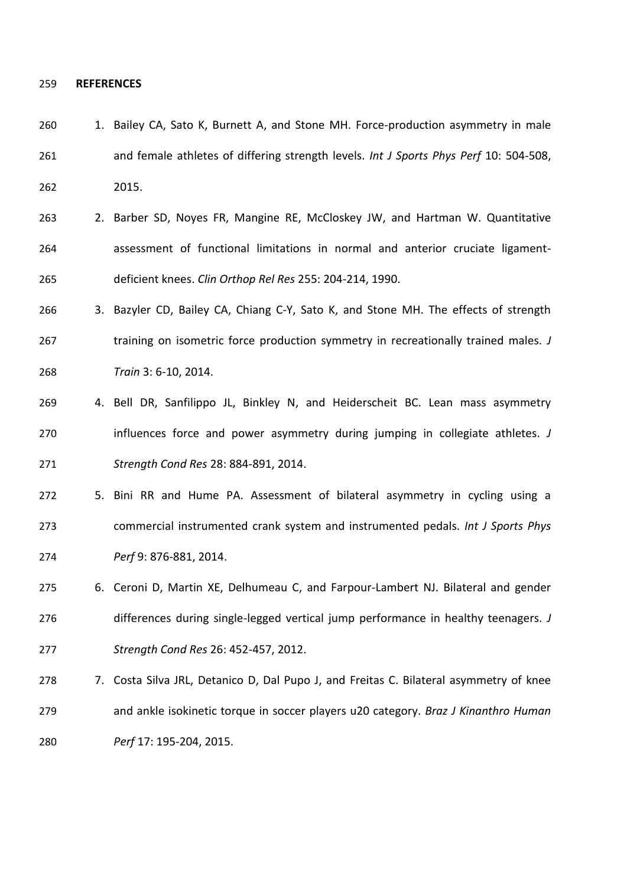## REFERENCES

1. Bailey CA, Sato K, Burnett A, and Stone MH. Force-production asymmetry in male and female athletes of differing strength levels. *Int J Sports Phys Perf* 10: 504-508, 2015.
2. Barber SD, Noyes FR, Mangine RE, McCloskey JW, and Hartman W. Quantitative assessment of functional limitations in normal and anterior cruciate ligament-deficient knees. *Clin Orthop Rel Res* 255: 204-214, 1990.
3. Bazyler CD, Bailey CA, Chiang C-Y, Sato K, and Stone MH. The effects of strength training on isometric force production symmetry in recreationally trained males. *J Train* 3: 6-10, 2014.
4. Bell DR, Sanfilippo JL, Binkley N, and Heiderscheit BC. Lean mass asymmetry influences force and power asymmetry during jumping in collegiate athletes. *J Strength Cond Res* 28: 884-891, 2014.
5. Bini RR and Hume PA. Assessment of bilateral asymmetry in cycling using a commercial instrumented crank system and instrumented pedals. *Int J Sports Phys Perf* 9: 876-881, 2014.
6. Ceroni D, Martin XE, Delhumeau C, and Farpour-Lambert NJ. Bilateral and gender differences during single-legged vertical jump performance in healthy teenagers. *J Strength Cond Res* 26: 452-457, 2012.
7. Costa Silva JRL, Detanico D, Dal Pupo J, and Freitas C. Bilateral asymmetry of knee and ankle isokinetic torque in soccer players u20 category. *Braz J Kinanthro Human Perf* 17: 195-204, 2015.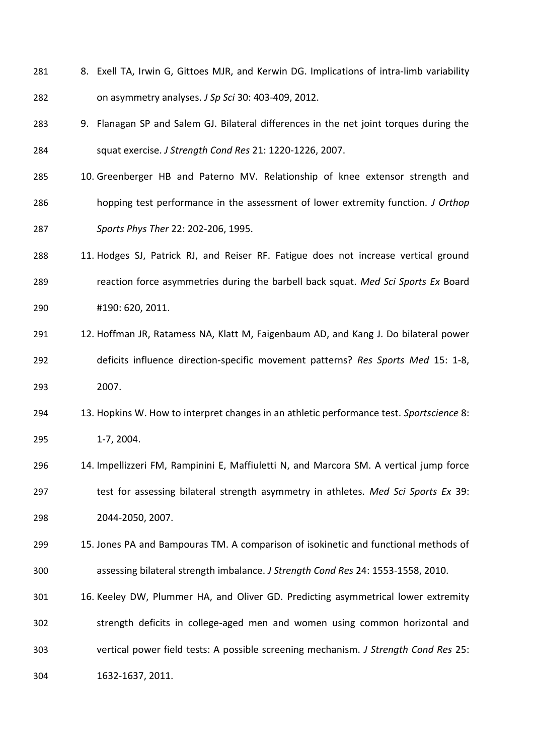8. Exell TA, Irwin G, Gittoes MJR, and Kerwin DG. Implications of intra-limb variability on asymmetry analyses. *J Sp Sci* 30: 403-409, 2012.
9. Flanagan SP and Salem GJ. Bilateral differences in the net joint torques during the squat exercise. *J Strength Cond Res* 21: 1220-1226, 2007.
10. Greenberger HB and Paterno MV. Relationship of knee extensor strength and hopping test performance in the assessment of lower extremity function. *J Orthop Sports Phys Ther* 22: 202-206, 1995.
11. Hodges SJ, Patrick RJ, and Reiser RF. Fatigue does not increase vertical ground reaction force asymmetries during the barbell back squat. *Med Sci Sports Ex* Board #190: 620, 2011.
12. Hoffman JR, Ratamess NA, Klatt M, Faigenbaum AD, and Kang J. Do bilateral power deficits influence direction-specific movement patterns? *Res Sports Med* 15: 1-8, 2007.
13. Hopkins W. How to interpret changes in an athletic performance test. *Sportscience* 8: 1-7, 2004.
14. Impellizzeri FM, Rampinini E, Maffiuletti N, and Marcora SM. A vertical jump force test for assessing bilateral strength asymmetry in athletes. *Med Sci Sports Ex* 39: 2044-2050, 2007.
15. Jones PA and Bampouras TM. A comparison of isokinetic and functional methods of assessing bilateral strength imbalance. *J Strength Cond Res* 24: 1553-1558, 2010.
16. Keeley DW, Plummer HA, and Oliver GD. Predicting asymmetrical lower extremity strength deficits in college-aged men and women using common horizontal and vertical power field tests: A possible screening mechanism. *J Strength Cond Res* 25: 1632-1637, 2011.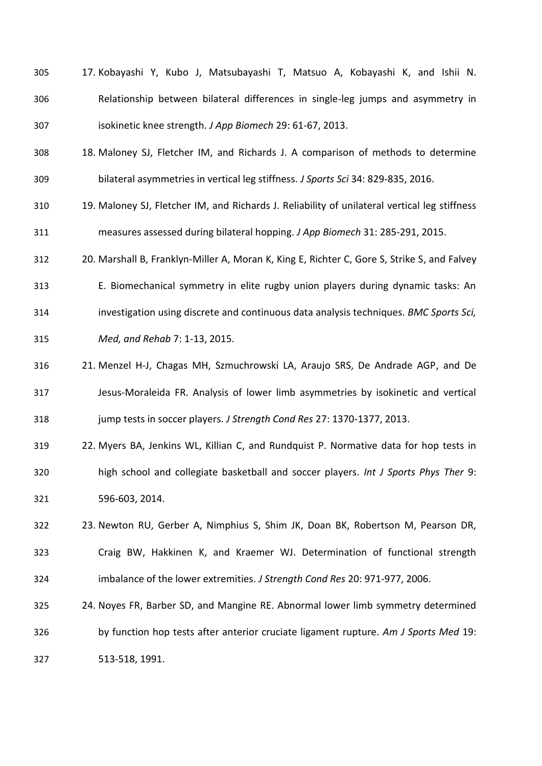17. Kobayashi Y, Kubo J, Matsubayashi T, Matsuo A, Kobayashi K, and Ishii N. Relationship between bilateral differences in single-leg jumps and asymmetry in isokinetic knee strength. *J App Biomech* 29: 61-67, 2013.
18. Maloney SJ, Fletcher IM, and Richards J. A comparison of methods to determine bilateral asymmetries in vertical leg stiffness. *J Sports Sci* 34: 829-835, 2016.
19. Maloney SJ, Fletcher IM, and Richards J. Reliability of unilateral vertical leg stiffness measures assessed during bilateral hopping. *J App Biomech* 31: 285-291, 2015.
20. Marshall B, Franklyn-Miller A, Moran K, King E, Richter C, Gore S, Strike S, and Falvey E. Biomechanical symmetry in elite rugby union players during dynamic tasks: An investigation using discrete and continuous data analysis techniques. *BMC Sports Sci, Med, and Rehab* 7: 1-13, 2015.
21. Menzel H-J, Chagas MH, Szmuchrowski LA, Araujo SRS, De Andrade AGP, and De Jesus-Moraleida FR. Analysis of lower limb asymmetries by isokinetic and vertical jump tests in soccer players. *J Strength Cond Res* 27: 1370-1377, 2013.
22. Myers BA, Jenkins WL, Killian C, and Rundquist P. Normative data for hop tests in high school and collegiate basketball and soccer players. *Int J Sports Phys Ther* 9: 596-603, 2014.
23. Newton RU, Gerber A, Nimphius S, Shim JK, Doan BK, Robertson M, Pearson DR, Craig BW, Hakkinen K, and Kraemer WJ. Determination of functional strength imbalance of the lower extremities. *J Strength Cond Res* 20: 971-977, 2006.
24. Noyes FR, Barber SD, and Mangine RE. Abnormal lower limb symmetry determined by function hop tests after anterior cruciate ligament rupture. *Am J Sports Med* 19: 513-518, 1991.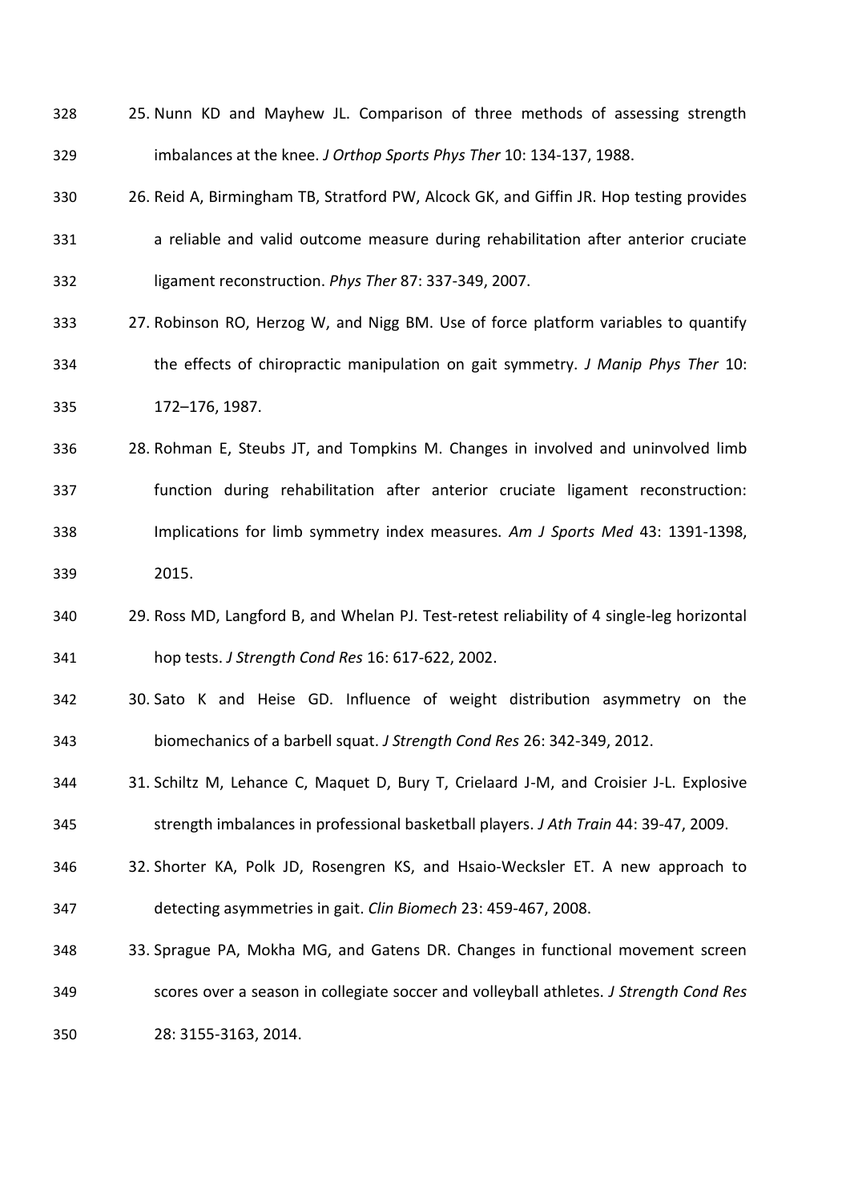25. Nunn KD and Mayhew JL. Comparison of three methods of assessing strength imbalances at the knee. *J Orthop Sports Phys Ther* 10: 134-137, 1988.
26. Reid A, Birmingham TB, Stratford PW, Alcock GK, and Giffin JR. Hop testing provides a reliable and valid outcome measure during rehabilitation after anterior cruciate ligament reconstruction. *Phys Ther* 87: 337-349, 2007.
27. Robinson RO, Herzog W, and Nigg BM. Use of force platform variables to quantify the effects of chiropractic manipulation on gait symmetry. *J Manip Phys Ther* 10: 172–176, 1987.
28. Rohman E, Steubs JT, and Tompkins M. Changes in involved and uninvolved limb function during rehabilitation after anterior cruciate ligament reconstruction: Implications for limb symmetry index measures. *Am J Sports Med* 43: 1391-1398, 2015.
29. Ross MD, Langford B, and Whelan PJ. Test-retest reliability of 4 single-leg horizontal hop tests. *J Strength Cond Res* 16: 617-622, 2002.
30. Sato K and Heise GD. Influence of weight distribution asymmetry on the biomechanics of a barbell squat. *J Strength Cond Res* 26: 342-349, 2012.
31. Schiltz M, Lehance C, Maquet D, Bury T, Crielaard J-M, and Croisier J-L. Explosive strength imbalances in professional basketball players. *J Ath Train* 44: 39-47, 2009.
32. Shorter KA, Polk JD, Rosengren KS, and Hsaio-Wecksler ET. A new approach to detecting asymmetries in gait. *Clin Biomech* 23: 459-467, 2008.
33. Sprague PA, Mokha MG, and Gatens DR. Changes in functional movement screen scores over a season in collegiate soccer and volleyball athletes. *J Strength Cond Res* 28: 3155-3163, 2014.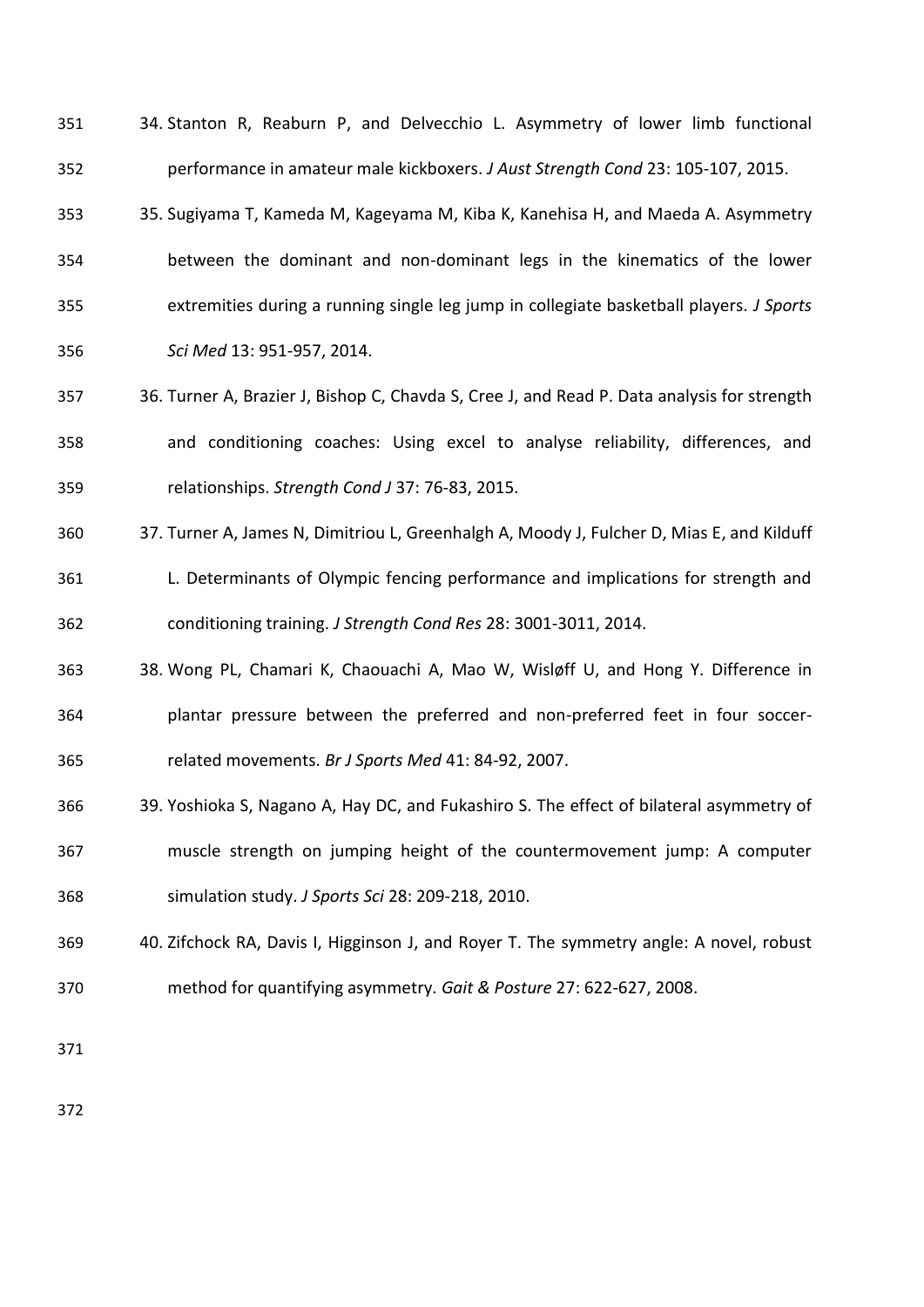34. Stanton R, Reaburn P, and Delvecchio L. Asymmetry of lower limb functional performance in amateur male kickboxers. *J Aust Strength Cond* 23: 105-107, 2015.
35. Sugiyama T, Kameda M, Kageyama M, Kiba K, Kanehisa H, and Maeda A. Asymmetry between the dominant and non-dominant legs in the kinematics of the lower extremities during a running single leg jump in collegiate basketball players. *J Sports Sci Med* 13: 951-957, 2014.
36. Turner A, Brazier J, Bishop C, Chavda S, Cree J, and Read P. Data analysis for strength and conditioning coaches: Using excel to analyse reliability, differences, and relationships. *Strength Cond J* 37: 76-83, 2015.
37. Turner A, James N, Dimitriou L, Greenhalgh A, Moody J, Fulcher D, Mias E, and Kilduff L. Determinants of Olympic fencing performance and implications for strength and conditioning training. *J Strength Cond Res* 28: 3001-3011, 2014.
38. Wong PL, Chamari K, Chaouachi A, Mao W, Wisløff U, and Hong Y. Difference in plantar pressure between the preferred and non-preferred feet in four soccer-related movements. *Br J Sports Med* 41: 84-92, 2007.
39. Yoshioka S, Nagano A, Hay DC, and Fukashiro S. The effect of bilateral asymmetry of muscle strength on jumping height of the countermovement jump: A computer simulation study. *J Sports Sci* 28: 209-218, 2010.
40. Zifchock RA, Davis I, Higginson J, and Royer T. The symmetry angle: A novel, robust method for quantifying asymmetry. *Gait & Posture* 27: 622-627, 2008.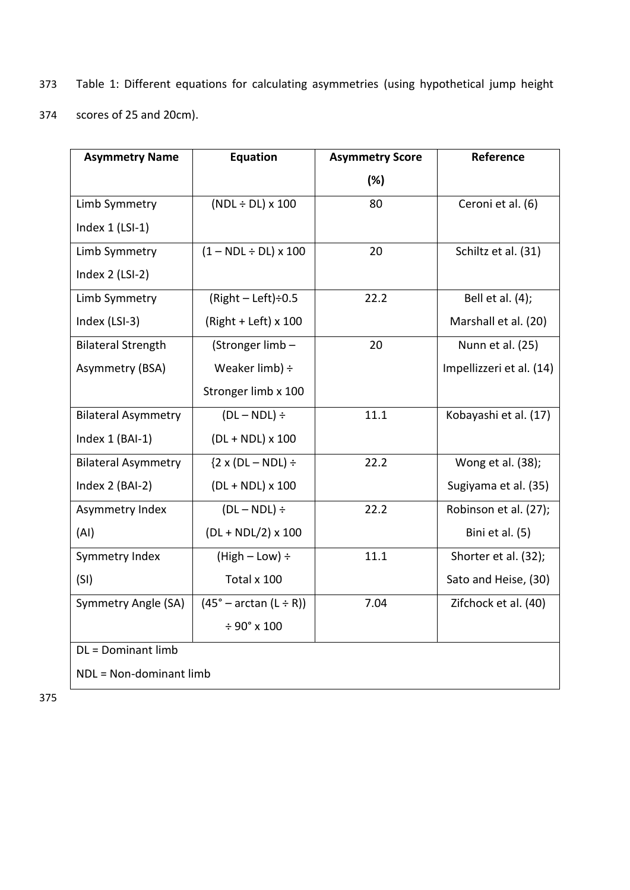Table 1: Different equations for calculating asymmetries (using hypothetical jump height scores of 25 and 20cm).

| Asymmetry Name | Equation | Asymmetry Score (%) | Reference |
|---|---|---|---|
| Limb Symmetry Index 1 (LSI-1) | (NDL ÷ DL) x 100 | 80 | Ceroni et al. (6) |
| Limb Symmetry Index 2 (LSI-2) | (1 – NDL ÷ DL) x 100 | 20 | Schiltz et al. (31) |
| Limb Symmetry Index (LSI-3) | (Right – Left)÷0.5 (Right + Left) x 100 | 22.2 | Bell et al. (4); Marshall et al. (20) |
| Bilateral Strength Asymmetry (BSA) | (Stronger limb – Weaker limb) ÷ Stronger limb x 100 | 20 | Nunn et al. (25) Impellizzeri et al. (14) |
| Bilateral Asymmetry Index 1 (BAI-1) | (DL – NDL) ÷ (DL + NDL) x 100 | 11.1 | Kobayashi et al. (17) |
| Bilateral Asymmetry Index 2 (BAI-2) | {2 x (DL – NDL) ÷ (DL + NDL) x 100 | 22.2 | Wong et al. (38); Sugiyama et al. (35) |
| Asymmetry Index (AI) | (DL – NDL) ÷ (DL + NDL/2) x 100 | 22.2 | Robinson et al. (27); Bini et al. (5) |
| Symmetry Index (SI) | (High – Low) ÷ Total x 100 | 11.1 | Shorter et al. (32); Sato and Heise, (30) |
| Symmetry Angle (SA) | (45° – arctan (L ÷ R)) ÷ 90° x 100 | 7.04 | Zifchock et al. (40) |

DL = Dominant limb

NDL = Non-dominant limb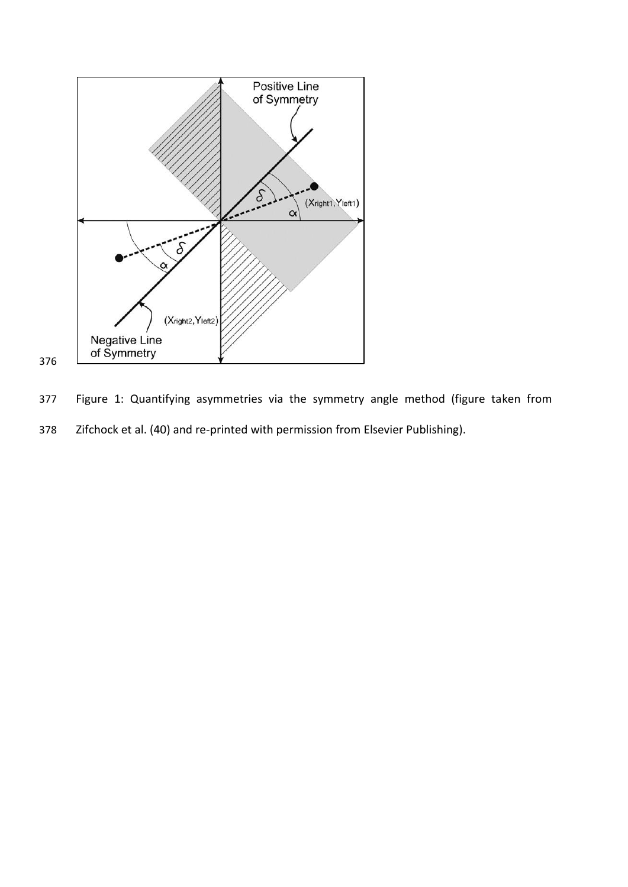Positive Line of Symmetry

$\delta$

$(X_{right1}, Y_{left1})$

$\alpha$

$\delta$

$\alpha$

$(X_{right2}, Y_{left2})$

Negative Line of Symmetry

Figure 1: Quantifying asymmetries via the symmetry angle method (figure taken from Zifchock et al. (40) and re-printed with permission from Elsevier Publishing).